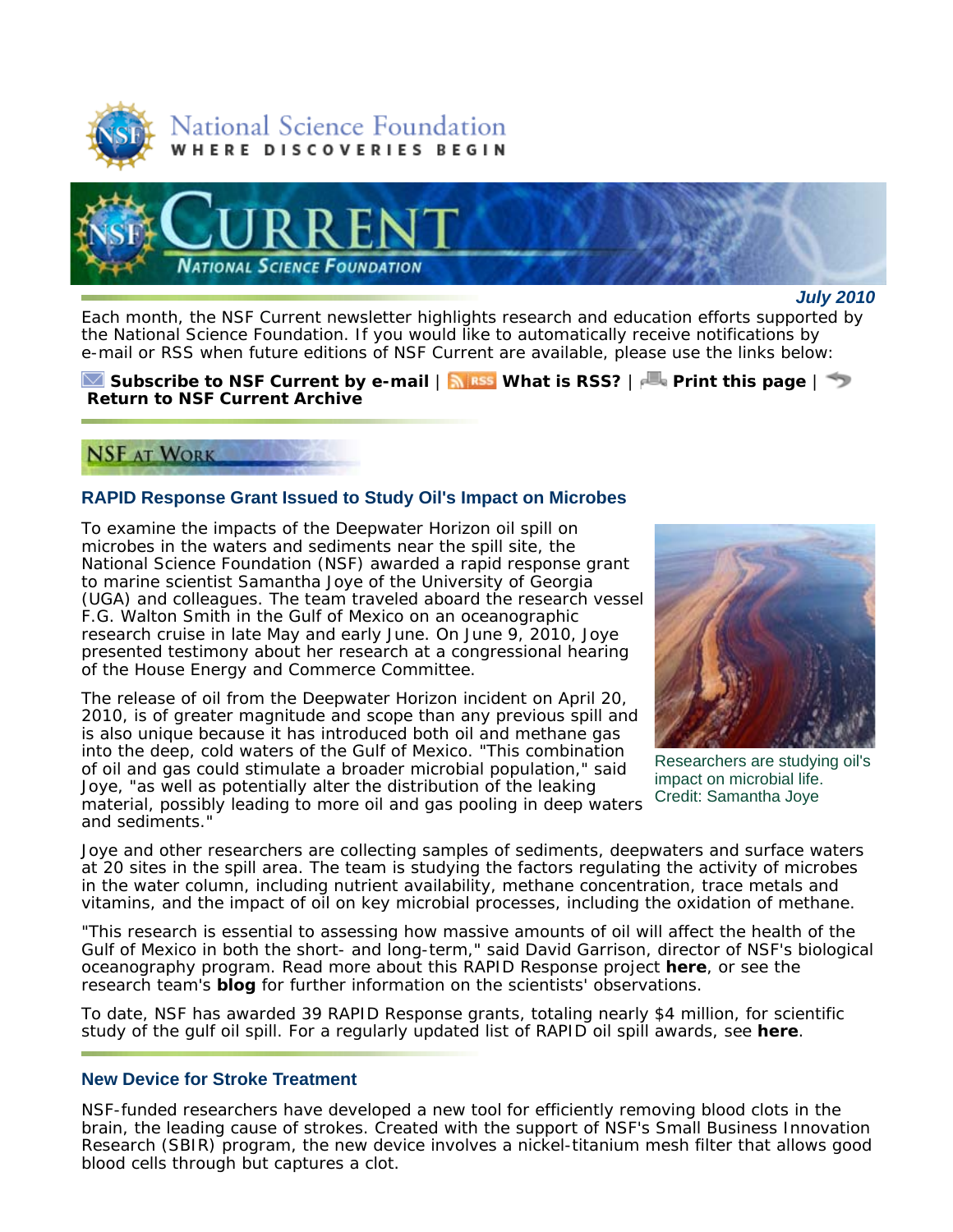# National Science Foundation

WHERE DISCOVERIES BEGIN

# CURRENT

NATIONAL SCIENCE FOUNDATION

***July 2010***

Each month, the NSF Current newsletter highlights research and education efforts supported by the National Science Foundation. If you would like to automatically receive notifications by e-mail or RSS when future editions of NSF Current are available, please use the links below:

**Subscribe to NSF Current by e-mail** | **What is RSS?** | **Print this page** | **Return to NSF Current Archive**

## NSF AT WORK

### RAPID Response Grant Issued to Study Oil's Impact on Microbes

To examine the impacts of the Deepwater Horizon oil spill on microbes in the waters and sediments near the spill site, the National Science Foundation (NSF) awarded a rapid response grant to marine scientist Samantha Joye of the University of Georgia (UGA) and colleagues. The team traveled aboard the research vessel F.G. Walton Smith in the Gulf of Mexico on an oceanographic research cruise in late May and early June. On June 9, 2010, Joye presented testimony about her research at a congressional hearing of the House Energy and Commerce Committee.

Researchers are studying oil's impact on microbial life.
Credit: Samantha Joye

The release of oil from the Deepwater Horizon incident on April 20, 2010, is of greater magnitude and scope than any previous spill and is also unique because it has introduced both oil and methane gas into the deep, cold waters of the Gulf of Mexico. "This combination of oil and gas could stimulate a broader microbial population," said Joye, "as well as potentially alter the distribution of the leaking material, possibly leading to more oil and gas pooling in deep waters and sediments."

Joye and other researchers are collecting samples of sediments, deepwaters and surface waters at 20 sites in the spill area. The team is studying the factors regulating the activity of microbes in the water column, including nutrient availability, methane concentration, trace metals and vitamins, and the impact of oil on key microbial processes, including the oxidation of methane.

"This research is essential to assessing how massive amounts of oil will affect the health of the Gulf of Mexico in both the short- and long-term," said David Garrison, director of NSF's biological oceanography program. Read more about this RAPID Response project **here**, or see the research team's **blog** for further information on the scientists' observations.

To date, NSF has awarded 39 RAPID Response grants, totaling nearly $4 million, for scientific study of the gulf oil spill. For a regularly updated list of RAPID oil spill awards, see **here**.

### New Device for Stroke Treatment

NSF-funded researchers have developed a new tool for efficiently removing blood clots in the brain, the leading cause of strokes. Created with the support of NSF's Small Business Innovation Research (SBIR) program, the new device involves a nickel-titanium mesh filter that allows good blood cells through but captures a clot.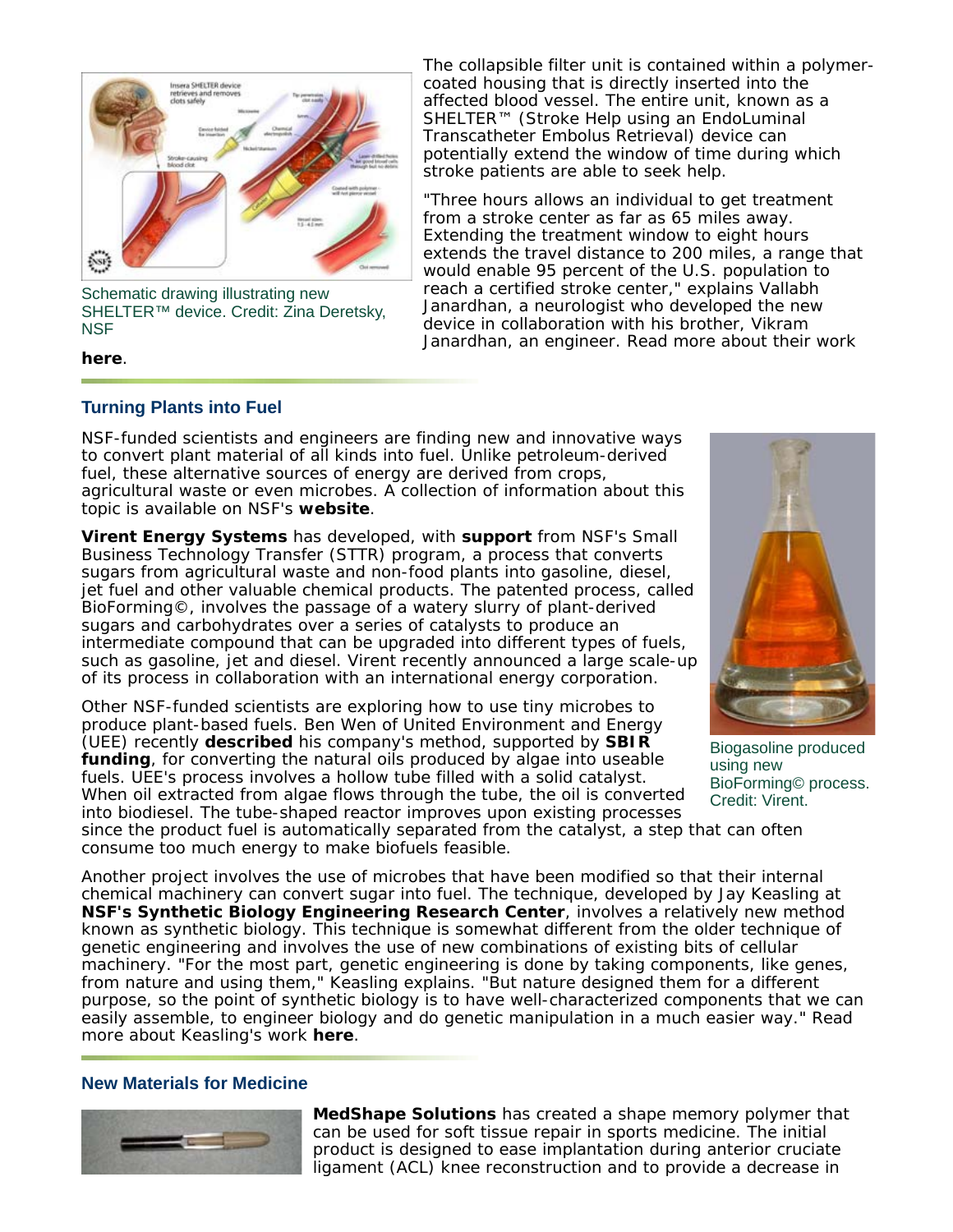Schematic drawing illustrating new SHELTER™ device. Credit: Zina Deretsky, NSF

The collapsible filter unit is contained within a polymer-coated housing that is directly inserted into the affected blood vessel. The entire unit, known as a SHELTER™ (Stroke Help using an EndoLuminal Transcatheter Embolus Retrieval) device can potentially extend the window of time during which stroke patients are able to seek help.

"Three hours allows an individual to get treatment from a stroke center as far as 65 miles away. Extending the treatment window to eight hours extends the travel distance to 200 miles, a range that would enable 95 percent of the U.S. population to reach a certified stroke center," explains Vallabh Janardhan, a neurologist who developed the new device in collaboration with his brother, Vikram Janardhan, an engineer. Read more about their work **here**.

## Turning Plants into Fuel

NSF-funded scientists and engineers are finding new and innovative ways to convert plant material of all kinds into fuel. Unlike petroleum-derived fuel, these alternative sources of energy are derived from crops, agricultural waste or even microbes. A collection of information about this topic is available on NSF's **website**.

**Virent Energy Systems** has developed, with **support** from NSF's Small Business Technology Transfer (STTR) program, a process that converts sugars from agricultural waste and non-food plants into gasoline, diesel, jet fuel and other valuable chemical products. The patented process, called BioForming©, involves the passage of a watery slurry of plant-derived sugars and carbohydrates over a series of catalysts to produce an intermediate compound that can be upgraded into different types of fuels, such as gasoline, jet and diesel. Virent recently announced a large scale-up of its process in collaboration with an international energy corporation.

Biogasoline produced using new BioForming© process. Credit: Virent.

Other NSF-funded scientists are exploring how to use tiny microbes to produce plant-based fuels. Ben Wen of United Environment and Energy (UEE) recently **described** his company's method, supported by **SBIR funding**, for converting the natural oils produced by algae into useable fuels. UEE's process involves a hollow tube filled with a solid catalyst. When oil extracted from algae flows through the tube, the oil is converted into biodiesel. The tube-shaped reactor improves upon existing processes since the product fuel is automatically separated from the catalyst, a step that can often consume too much energy to make biofuels feasible.

Another project involves the use of microbes that have been modified so that their internal chemical machinery can convert sugar into fuel. The technique, developed by Jay Keasling at **NSF's Synthetic Biology Engineering Research Center**, involves a relatively new method known as synthetic biology. This technique is somewhat different from the older technique of genetic engineering and involves the use of new combinations of existing bits of cellular machinery. "For the most part, genetic engineering is done by taking components, like genes, from nature and using them," Keasling explains. "But nature designed them for a different purpose, so the point of synthetic biology is to have well-characterized components that we can easily assemble, to engineer biology and do genetic manipulation in a much easier way." Read more about Keasling's work **here**.

## New Materials for Medicine

**MedShape Solutions** has created a shape memory polymer that can be used for soft tissue repair in sports medicine. The initial product is designed to ease implantation during anterior cruciate ligament (ACL) knee reconstruction and to provide a decrease in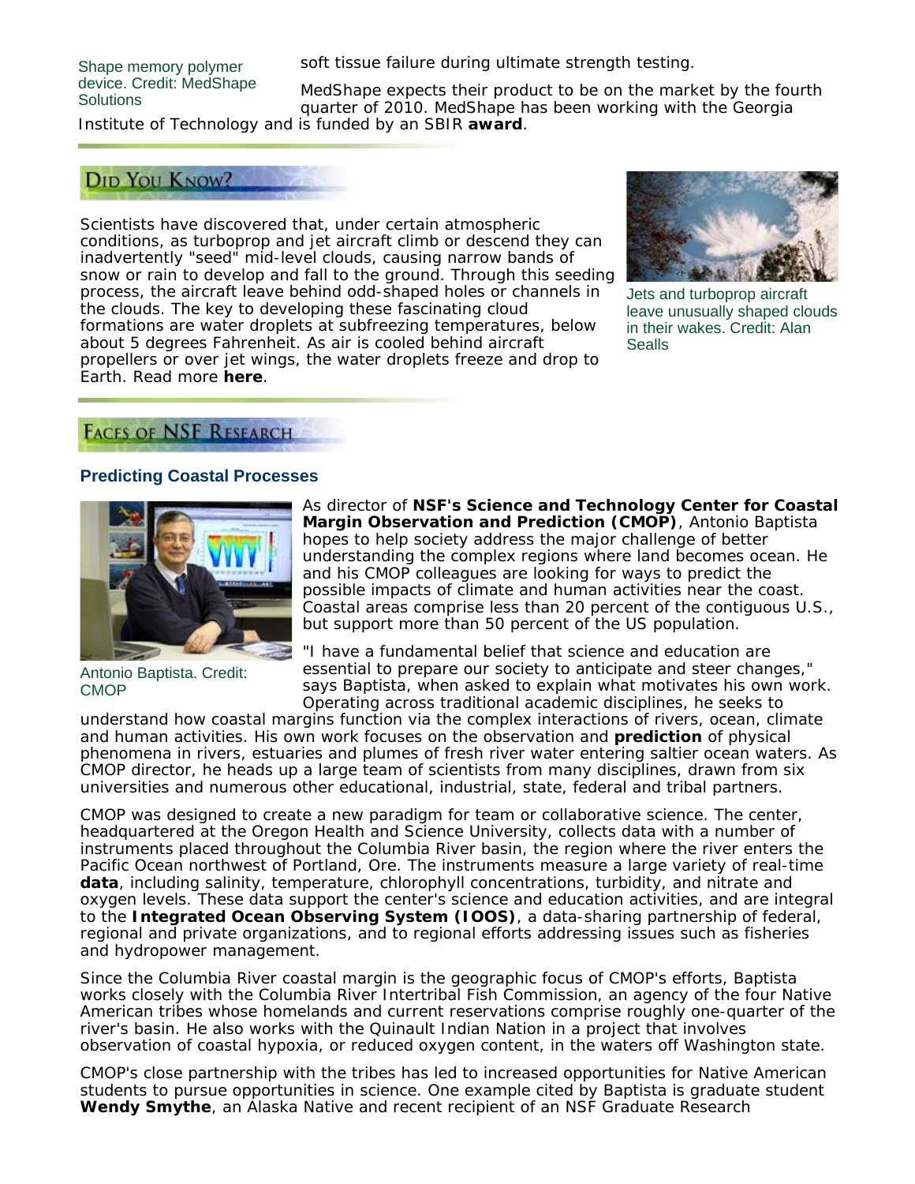Shape memory polymer device. Credit: MedShape Solutions

soft tissue failure during ultimate strength testing.

MedShape expects their product to be on the market by the fourth quarter of 2010. MedShape has been working with the Georgia Institute of Technology and is funded by an SBIR **award**.

## Did You Know?

Scientists have discovered that, under certain atmospheric conditions, as turboprop and jet aircraft climb or descend they can inadvertently "seed" mid-level clouds, causing narrow bands of snow or rain to develop and fall to the ground. Through this seeding process, the aircraft leave behind odd-shaped holes or channels in the clouds. The key to developing these fascinating cloud formations are water droplets at subfreezing temperatures, below about 5 degrees Fahrenheit. As air is cooled behind aircraft propellers or over jet wings, the water droplets freeze and drop to Earth. Read more **here**.

Jets and turboprop aircraft leave unusually shaped clouds in their wakes. Credit: Alan Sealls

## Faces of NSF Research

### Predicting Coastal Processes

Antonio Baptista. Credit: CMOP

As director of **NSF's Science and Technology Center for Coastal Margin Observation and Prediction (CMOP)**, Antonio Baptista hopes to help society address the major challenge of better understanding the complex regions where land becomes ocean. He and his CMOP colleagues are looking for ways to predict the possible impacts of climate and human activities near the coast. Coastal areas comprise less than 20 percent of the contiguous U.S., but support more than 50 percent of the US population.

"I have a fundamental belief that science and education are essential to prepare our society to anticipate and steer changes," says Baptista, when asked to explain what motivates his own work. Operating across traditional academic disciplines, he seeks to understand how coastal margins function via the complex interactions of rivers, ocean, climate and human activities. His own work focuses on the observation and **prediction** of physical phenomena in rivers, estuaries and plumes of fresh river water entering saltier ocean waters. As CMOP director, he heads up a large team of scientists from many disciplines, drawn from six universities and numerous other educational, industrial, state, federal and tribal partners.

CMOP was designed to create a new paradigm for team or collaborative science. The center, headquartered at the Oregon Health and Science University, collects data with a number of instruments placed throughout the Columbia River basin, the region where the river enters the Pacific Ocean northwest of Portland, Ore. The instruments measure a large variety of real-time **data**, including salinity, temperature, chlorophyll concentrations, turbidity, and nitrate and oxygen levels. These data support the center's science and education activities, and are integral to the **Integrated Ocean Observing System (IOOS)**, a data-sharing partnership of federal, regional and private organizations, and to regional efforts addressing issues such as fisheries and hydropower management.

Since the Columbia River coastal margin is the geographic focus of CMOP's efforts, Baptista works closely with the Columbia River Intertribal Fish Commission, an agency of the four Native American tribes whose homelands and current reservations comprise roughly one-quarter of the river's basin. He also works with the Quinault Indian Nation in a project that involves observation of coastal hypoxia, or reduced oxygen content, in the waters off Washington state.

CMOP's close partnership with the tribes has led to increased opportunities for Native American students to pursue opportunities in science. One example cited by Baptista is graduate student **Wendy Smythe**, an Alaska Native and recent recipient of an NSF Graduate Research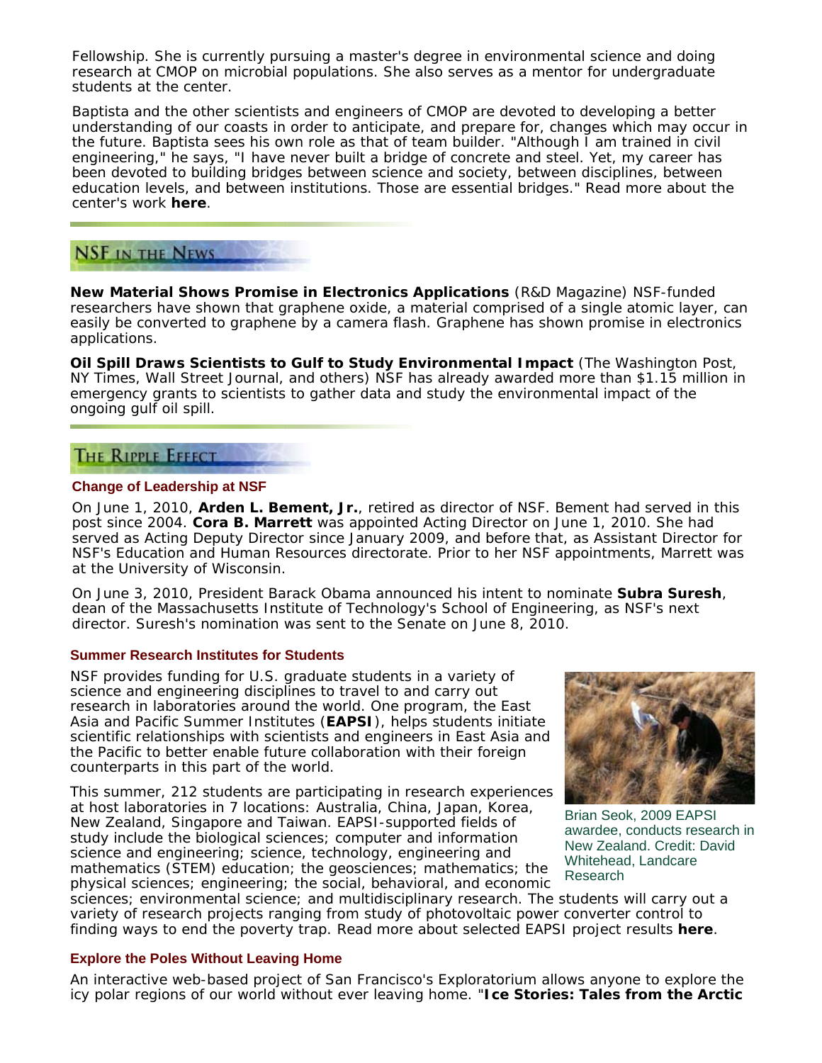Fellowship. She is currently pursuing a master's degree in environmental science and doing research at CMOP on microbial populations. She also serves as a mentor for undergraduate students at the center.

Baptista and the other scientists and engineers of CMOP are devoted to developing a better understanding of our coasts in order to anticipate, and prepare for, changes which may occur in the future. Baptista sees his own role as that of team builder. "Although I am trained in civil engineering," he says, "I have never built a bridge of concrete and steel. Yet, my career has been devoted to building bridges between science and society, between disciplines, between education levels, and between institutions. Those are essential bridges." Read more about the center's work **here**.

## NSF in the News

**New Material Shows Promise in Electronics Applications** (R&D Magazine) NSF-funded researchers have shown that graphene oxide, a material comprised of a single atomic layer, can easily be converted to graphene by a camera flash. Graphene has shown promise in electronics applications.

**Oil Spill Draws Scientists to Gulf to Study Environmental Impact** (The Washington Post, NY Times, Wall Street Journal, and others) NSF has already awarded more than $1.15 million in emergency grants to scientists to gather data and study the environmental impact of the ongoing gulf oil spill.

## The Ripple Effect

### Change of Leadership at NSF

On June 1, 2010, **Arden L. Bement, Jr.**, retired as director of NSF. Bement had served in this post since 2004. **Cora B. Marrett** was appointed Acting Director on June 1, 2010. She had served as Acting Deputy Director since January 2009, and before that, as Assistant Director for NSF's Education and Human Resources directorate. Prior to her NSF appointments, Marrett was at the University of Wisconsin.

On June 3, 2010, President Barack Obama announced his intent to nominate **Subra Suresh**, dean of the Massachusetts Institute of Technology's School of Engineering, as NSF's next director. Suresh's nomination was sent to the Senate on June 8, 2010.

### Summer Research Institutes for Students

NSF provides funding for U.S. graduate students in a variety of science and engineering disciplines to travel to and carry out research in laboratories around the world. One program, the East Asia and Pacific Summer Institutes (**EAPSI**), helps students initiate scientific relationships with scientists and engineers in East Asia and the Pacific to better enable future collaboration with their foreign counterparts in this part of the world.

This summer, 212 students are participating in research experiences at host laboratories in 7 locations: Australia, China, Japan, Korea, New Zealand, Singapore and Taiwan. EAPSI-supported fields of study include the biological sciences; computer and information science and engineering; science, technology, engineering and mathematics (STEM) education; the geosciences; mathematics; the physical sciences; engineering; the social, behavioral, and economic sciences; environmental science; and multidisciplinary research. The students will carry out a variety of research projects ranging from study of photovoltaic power converter control to finding ways to end the poverty trap. Read more about selected EAPSI project results **here**.

Brian Seok, 2009 EAPSI awardee, conducts research in New Zealand. Credit: David Whitehead, Landcare Research

### Explore the Poles Without Leaving Home

An interactive web-based project of San Francisco's Exploratorium allows anyone to explore the icy polar regions of our world without ever leaving home. "**Ice Stories: Tales from the Arctic**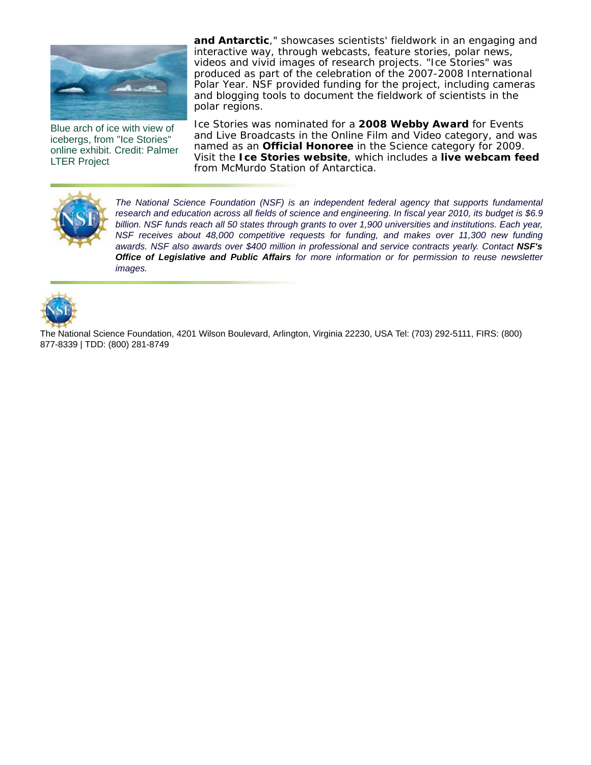Blue arch of ice with view of icebergs, from "Ice Stories" online exhibit. Credit: Palmer LTER Project

**and Antarctic**," showcases scientists' fieldwork in an engaging and interactive way, through webcasts, feature stories, polar news, videos and vivid images of research projects. "Ice Stories" was produced as part of the celebration of the 2007-2008 International Polar Year. NSF provided funding for the project, including cameras and blogging tools to document the fieldwork of scientists in the polar regions.

Ice Stories was nominated for a **2008 Webby Award** for Events and Live Broadcasts in the Online Film and Video category, and was named as an **Official Honoree** in the Science category for 2009. Visit the **Ice Stories website**, which includes a **live webcam feed** from McMurdo Station of Antarctica.

*The National Science Foundation (NSF) is an independent federal agency that supports fundamental research and education across all fields of science and engineering. In fiscal year 2010, its budget is $6.9 billion. NSF funds reach all 50 states through grants to over 1,900 universities and institutions. Each year, NSF receives about 48,000 competitive requests for funding, and makes over 11,300 new funding awards. NSF also awards over $400 million in professional and service contracts yearly. Contact* ***NSF's Office of Legislative and Public Affairs*** *for more information or for permission to reuse newsletter images.*

The National Science Foundation, 4201 Wilson Boulevard, Arlington, Virginia 22230, USA Tel: (703) 292-5111, FIRS: (800) 877-8339 | TDD: (800) 281-8749